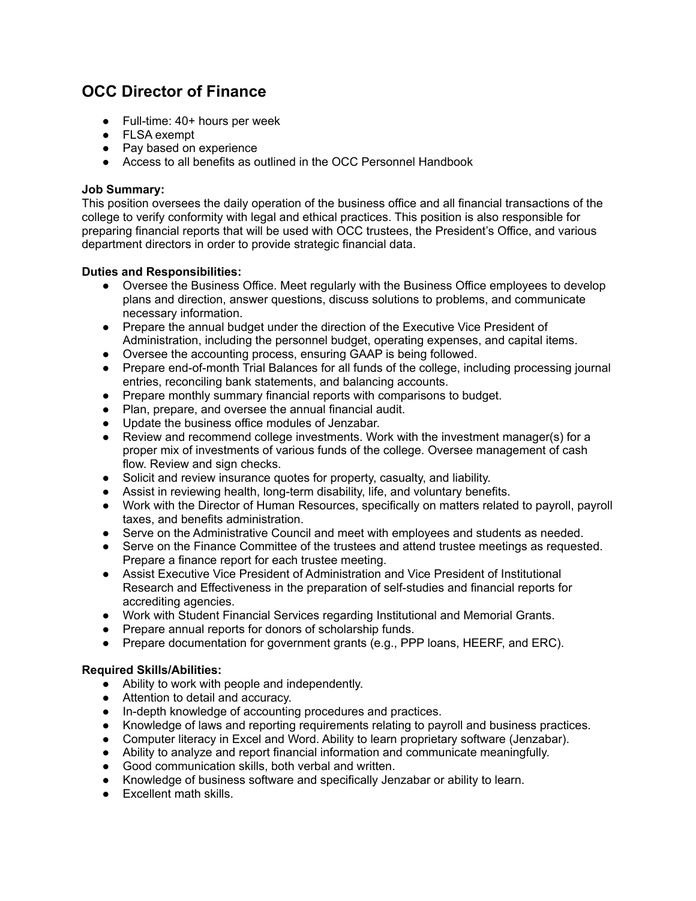## OCC Director of Finance

- Full-time: 40+ hours per week
- FLSA exempt
- Pay based on experience
- Access to all benefits as outlined in the OCC Personnel Handbook

**Job Summary:**
This position oversees the daily operation of the business office and all financial transactions of the college to verify conformity with legal and ethical practices. This position is also responsible for preparing financial reports that will be used with OCC trustees, the President's Office, and various department directors in order to provide strategic financial data.

**Duties and Responsibilities:**

- Oversee the Business Office. Meet regularly with the Business Office employees to develop plans and direction, answer questions, discuss solutions to problems, and communicate necessary information.
- Prepare the annual budget under the direction of the Executive Vice President of Administration, including the personnel budget, operating expenses, and capital items.
- Oversee the accounting process, ensuring GAAP is being followed.
- Prepare end-of-month Trial Balances for all funds of the college, including processing journal entries, reconciling bank statements, and balancing accounts.
- Prepare monthly summary financial reports with comparisons to budget.
- Plan, prepare, and oversee the annual financial audit.
- Update the business office modules of Jenzabar.
- Review and recommend college investments. Work with the investment manager(s) for a proper mix of investments of various funds of the college. Oversee management of cash flow. Review and sign checks.
- Solicit and review insurance quotes for property, casualty, and liability.
- Assist in reviewing health, long-term disability, life, and voluntary benefits.
- Work with the Director of Human Resources, specifically on matters related to payroll, payroll taxes, and benefits administration.
- Serve on the Administrative Council and meet with employees and students as needed.
- Serve on the Finance Committee of the trustees and attend trustee meetings as requested. Prepare a finance report for each trustee meeting.
- Assist Executive Vice President of Administration and Vice President of Institutional Research and Effectiveness in the preparation of self-studies and financial reports for accrediting agencies.
- Work with Student Financial Services regarding Institutional and Memorial Grants.
- Prepare annual reports for donors of scholarship funds.
- Prepare documentation for government grants (e.g., PPP loans, HEERF, and ERC).

**Required Skills/Abilities:**

- Ability to work with people and independently.
- Attention to detail and accuracy.
- In-depth knowledge of accounting procedures and practices.
- Knowledge of laws and reporting requirements relating to payroll and business practices.
- Computer literacy in Excel and Word. Ability to learn proprietary software (Jenzabar).
- Ability to analyze and report financial information and communicate meaningfully.
- Good communication skills, both verbal and written.
- Knowledge of business software and specifically Jenzabar or ability to learn.
- Excellent math skills.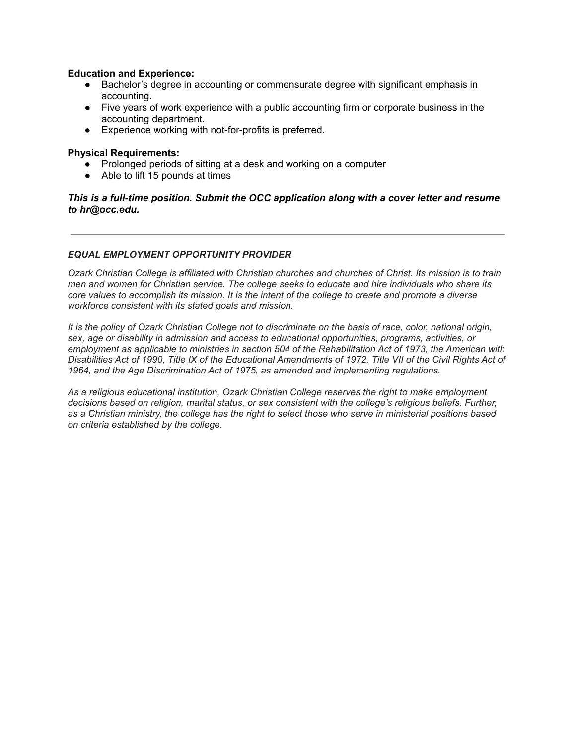**Education and Experience:**

- Bachelor's degree in accounting or commensurate degree with significant emphasis in accounting.
- Five years of work experience with a public accounting firm or corporate business in the accounting department.
- Experience working with not-for-profits is preferred.

**Physical Requirements:**

- Prolonged periods of sitting at a desk and working on a computer
- Able to lift 15 pounds at times

***This is a full-time position. Submit the OCC application along with a cover letter and resume to hr@occ.edu.***

---

***EQUAL EMPLOYMENT OPPORTUNITY PROVIDER***

*Ozark Christian College is affiliated with Christian churches and churches of Christ. Its mission is to train men and women for Christian service. The college seeks to educate and hire individuals who share its core values to accomplish its mission. It is the intent of the college to create and promote a diverse workforce consistent with its stated goals and mission.*

*It is the policy of Ozark Christian College not to discriminate on the basis of race, color, national origin, sex, age or disability in admission and access to educational opportunities, programs, activities, or employment as applicable to ministries in section 504 of the Rehabilitation Act of 1973, the American with Disabilities Act of 1990, Title IX of the Educational Amendments of 1972, Title VII of the Civil Rights Act of 1964, and the Age Discrimination Act of 1975, as amended and implementing regulations.*

*As a religious educational institution, Ozark Christian College reserves the right to make employment decisions based on religion, marital status, or sex consistent with the college's religious beliefs. Further, as a Christian ministry, the college has the right to select those who serve in ministerial positions based on criteria established by the college.*